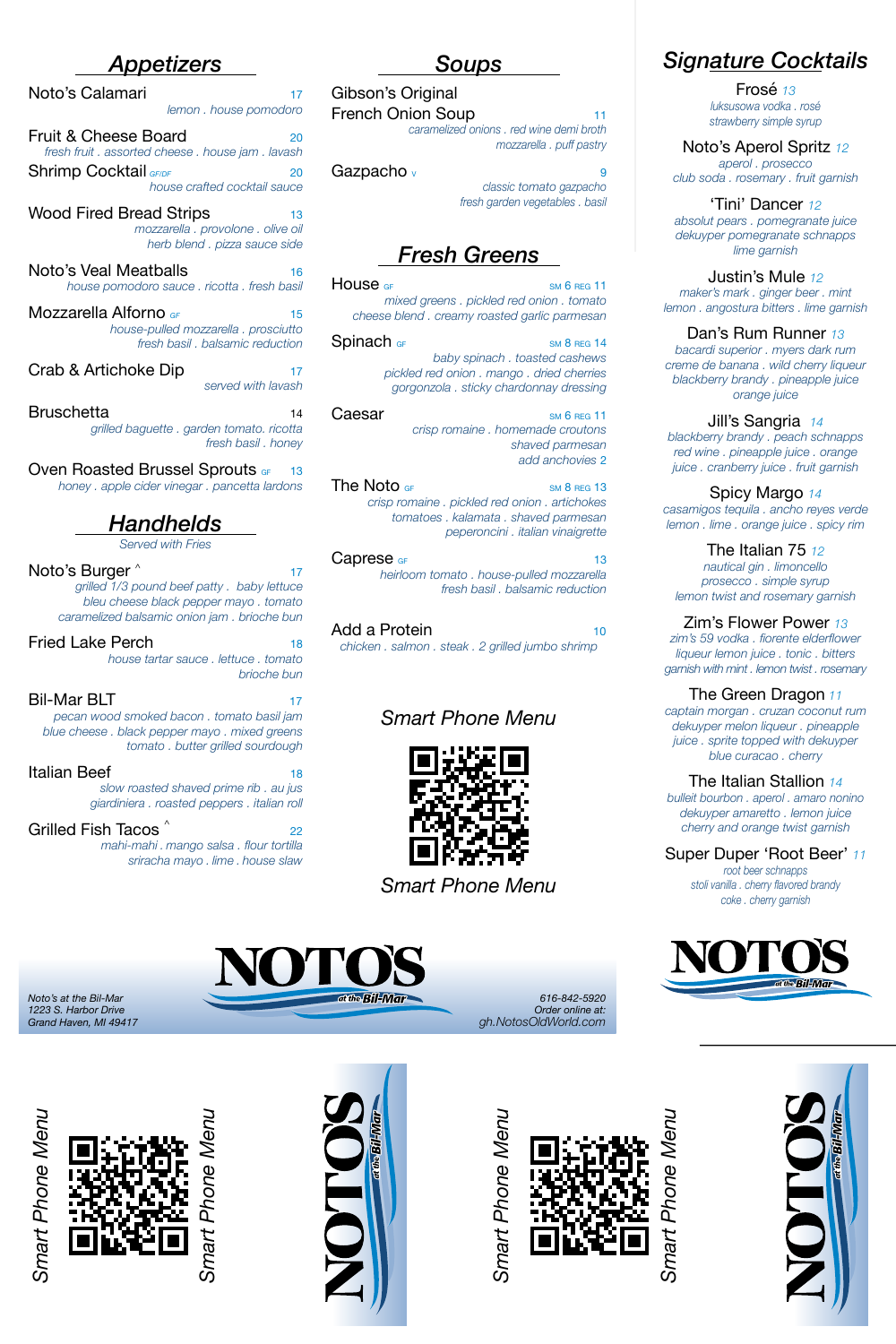## Appetizers

**Noto's Calamari** 17
*lemon . house pomodoro*

**Fruit & Cheese Board** 20
*fresh fruit . assorted cheese . house jam . lavash*

**Shrimp Cocktail** GF/DF 20
*house crafted cocktail sauce*

**Wood Fired Bread Strips** 13
*mozzarella . provolone . olive oil herb blend . pizza sauce side*

**Noto's Veal Meatballs** 16
*house pomodoro sauce . ricotta . fresh basil*

**Mozzarella Alforno** GF 15
*house-pulled mozzarella . prosciutto fresh basil . balsamic reduction*

**Crab & Artichoke Dip** 17
*served with lavash*

**Bruschetta** 14
*grilled baguette . garden tomato. ricotta fresh basil . honey*

**Oven Roasted Brussel Sprouts** GF 13
*honey . apple cider vinegar . pancetta lardons*

## Handhelds

*Served with Fries*

**Noto's Burger** ^ 17
*grilled 1/3 pound beef patty . baby lettuce bleu cheese black pepper mayo . tomato caramelized balsamic onion jam . brioche bun*

**Fried Lake Perch** 18
*house tartar sauce . lettuce . tomato brioche bun*

**Bil-Mar BLT** 17
*pecan wood smoked bacon . tomato basil jam blue cheese . black pepper mayo . mixed greens tomato . butter grilled sourdough*

**Italian Beef** 18
*slow roasted shaved prime rib . au jus giardiniera . roasted peppers . italian roll*

**Grilled Fish Tacos** ^ 22
*mahi-mahi . mango salsa . flour tortilla sriracha mayo . lime . house slaw*

## Soups

**Gibson's Original French Onion Soup** 11
*caramelized onions . red wine demi broth mozzarella . puff pastry*

**Gazpacho** V 9
*classic tomato gazpacho fresh garden vegetables . basil*

## Fresh Greens

**House** GF SM 6 REG 11
*mixed greens . pickled red onion . tomato cheese blend . creamy roasted garlic parmesan*

**Spinach** GF SM 8 REG 14
*baby spinach . toasted cashews pickled red onion . mango . dried cherries gorgonzola . sticky chardonnay dressing*

**Caesar** SM 6 REG 11
*crisp romaine . homemade croutons shaved parmesan add anchovies 2*

**The Noto** GF SM 8 REG 13
*crisp romaine . pickled red onion . artichokes tomatoes . kalamata . shaved parmesan peperoncini . italian vinaigrette*

**Caprese** GF 13
*heirloom tomato . house-pulled mozzarella fresh basil . balsamic reduction*

**Add a Protein** 10
*chicken . salmon . steak . 2 grilled jumbo shrimp*

*Smart Phone Menu*

*Smart Phone Menu*

## Signature Cocktails

**Frosé** 13
*luksusowa vodka . rosé strawberry simple syrup*

**Noto's Aperol Spritz** 12
*aperol . prosecco club soda . rosemary . fruit garnish*

**'Tini' Dancer** 12
*absolut pears . pomegranate juice dekuyper pomegranate schnapps lime garnish*

**Justin's Mule** 12
*maker's mark . ginger beer . mint lemon . angostura bitters . lime garnish*

**Dan's Rum Runner** 13
*bacardi superior . myers dark rum creme de banana . wild cherry liqueur blackberry brandy . pineapple juice orange juice*

**Jill's Sangria** 14
*blackberry brandy . peach schnapps red wine . pineapple juice . orange juice . cranberry juice . fruit garnish*

**Spicy Margo** 14
*casamigos tequila . ancho reyes verde lemon . lime . orange juice . spicy rim*

**The Italian 75** 12
*nautical gin . limoncello prosecco . simple syrup lemon twist and rosemary garnish*

**Zim's Flower Power** 13
*zim's 59 vodka . fiorente elderflower liqueur lemon juice . tonic . bitters garnish with mint . lemon twist . rosemary*

**The Green Dragon** 11
*captain morgan . cruzan coconut rum dekuyper melon liqueur . pineapple juice . sprite topped with dekuyper blue curacao . cherry*

**The Italian Stallion** 14
*bulleit bourbon . aperol . amaro nonino dekuyper amaretto . lemon juice cherry and orange twist garnish*

**Super Duper 'Root Beer'** 11
*root beer schnapps stoli vanilla . cherry flavored brandy coke . cherry garnish*

NOTO'S at the Bil-Mar

Noto's at the Bil-Mar
1223 S. Harbor Drive
Grand Haven, MI 49417

616-842-5920
Order online at:
gh.NotosOldWorld.com

NOTO'S at the Bil-Mar

*Smart Phone Menu* *Smart Phone Menu*

NOTO'S at the Bil-Mar

*Smart Phone Menu* *Smart Phone Menu*

NOTO'S at the Bil-Mar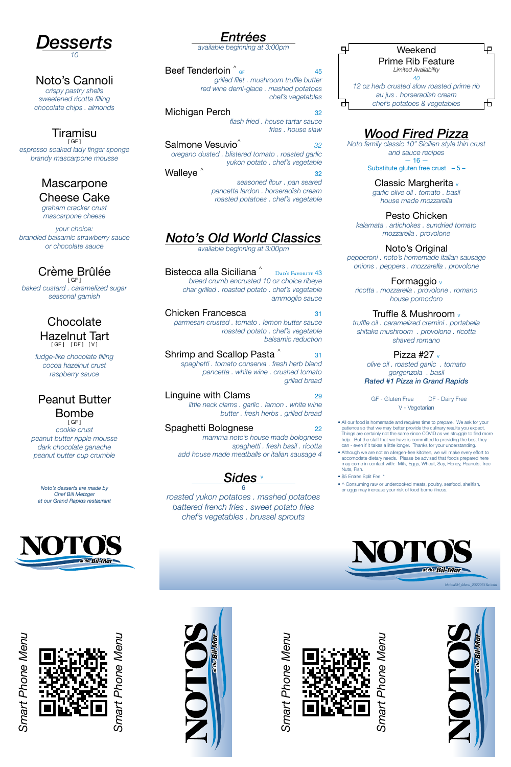# Desserts

10

### Noto's Cannoli

*crispy pastry shells*
*sweetened ricotta filling*
*chocolate chips . almonds*

### Tiramisu

[ GF ]

*espresso soaked lady finger sponge*
*brandy mascarpone mousse*

### Mascarpone Cheese Cake

*graham cracker crust*
*mascarpone cheese*

*your choice:*
*brandied balsamic strawberry sauce*
*or chocolate sauce*

### Crème Brûlée

[ GF ]

*baked custard . caramelized sugar*
*seasonal garnish*

### Chocolate Hazelnut Tart

[ GF ] [ DF ] [ V ]

*fudge-like chocolate filling*
*cocoa hazelnut crust*
*raspberry sauce*

### Peanut Butter Bombe

[ GF ]

*cookie crust*
*peanut butter ripple mousse*
*dark chocolate ganache*
*peanut butter cup crumble*

*Noto's desserts are made by Chef Bill Metzger at our Grand Rapids restaurant*

# Entrées

*available beginning at 3:00pm*

### Beef Tenderloin ^ GF — 45

*grilled filet . mushroom truffle butter*
*red wine demi-glace . mashed potatoes*
*chef's vegetables*

### Michigan Perch — 32

*flash fried . house tartar sauce*
*fries . house slaw*

### Salmone Vesuvio^ — 32

*oregano dusted . blistered tomato . roasted garlic*
*yukon potato . chef's vegetable*

### Walleye ^ — 32

*seasoned flour . pan seared*
*pancetta lardon . horseradish cream*
*roasted potatoes . chef's vegetable*

# Noto's Old World Classics

*available beginning at 3:00pm*

### Bistecca alla Siciliana ^ — Dad's Favorite 43

*bread crumb encrusted 10 oz choice ribeye*
*char grilled . roasted potato . chef's vegetable*
*ammoglio sauce*

### Chicken Francesca — 31

*parmesan crusted . tomato . lemon butter sauce*
*roasted potato . chef's vegetable*
*balsamic reduction*

### Shrimp and Scallop Pasta ^ — 31

*spaghetti . tomato conserva . fresh herb blend*
*pancetta . white wine . crushed tomato*
*grilled bread*

### Linguine with Clams — 29

*little neck clams . garlic . lemon . white wine*
*butter . fresh herbs . grilled bread*

### Spaghetti Bolognese — 22

*mamma noto's house made bolognese*
*spaghetti . fresh basil . ricotta*
*add house made meatballs or italian sausage 4*

# Sides v

6

*roasted yukon potatoes . mashed potatoes*
*battered french fries . sweet potato fries*
*chef's vegetables . brussel sprouts*

### Weekend Prime Rib Feature

*Limited Availability*

*40*

*12 oz herb crusted slow roasted prime rib*
*au jus . horseradish cream*
*chef's potatoes & vegetables*

# Wood Fired Pizza

*Noto family classic 10" Sicilian style thin crust and sauce recipes*

— 16 —

Substitute gluten free crust – 5 –

### Classic Margherita v

*garlic olive oil . tomato . basil*
*house made mozzarella*

### Pesto Chicken

*kalamata . artichokes . sundried tomato*
*mozzarella . provolone*

### Noto's Original

*pepperoni . noto's homemade italian sausage*
*onions . peppers . mozzarella . provolone*

### Formaggio v

*ricotta . mozzarella . provolone . romano*
*house pomodoro*

### Truffle & Mushroom v

*truffle oil . caramelized cremini . portabella*
*shitake mushroom . provolone . ricotta*
*shaved romano*

### Pizza #27 v

*olive oil . roasted garlic . tomato*
*gorgonzola . basil*

***Rated #1 Pizza in Grand Rapids***

GF - Gluten Free DF - Dairy Free
V - Vegetarian

- All our food is homemade and requires time to prepare. We ask for your patience so that we may better provide the culinary results you expect. Things are certainly not the same since COVID as we struggle to find more help. But the staff that we have is committed to providing the best they can - even if it takes a little longer. Thanks for your understanding.
- Although we are not an allergen-free kitchen, we will make every effort to accomodate dietary needs. Please be advised that foods prepared here may come in contact with: Milk, Eggs, Wheat, Soy, Honey, Peanuts, Tree Nuts, Fish.
- $5 Entrée Split Fee.
- ^ Consuming raw or undercooked meats, poultry, seafood, shellfish, or eggs may increase your risk of food borne illness.

NOTO'S at the Bil-Mar

Smart Phone Menu

Smart Phone Menu